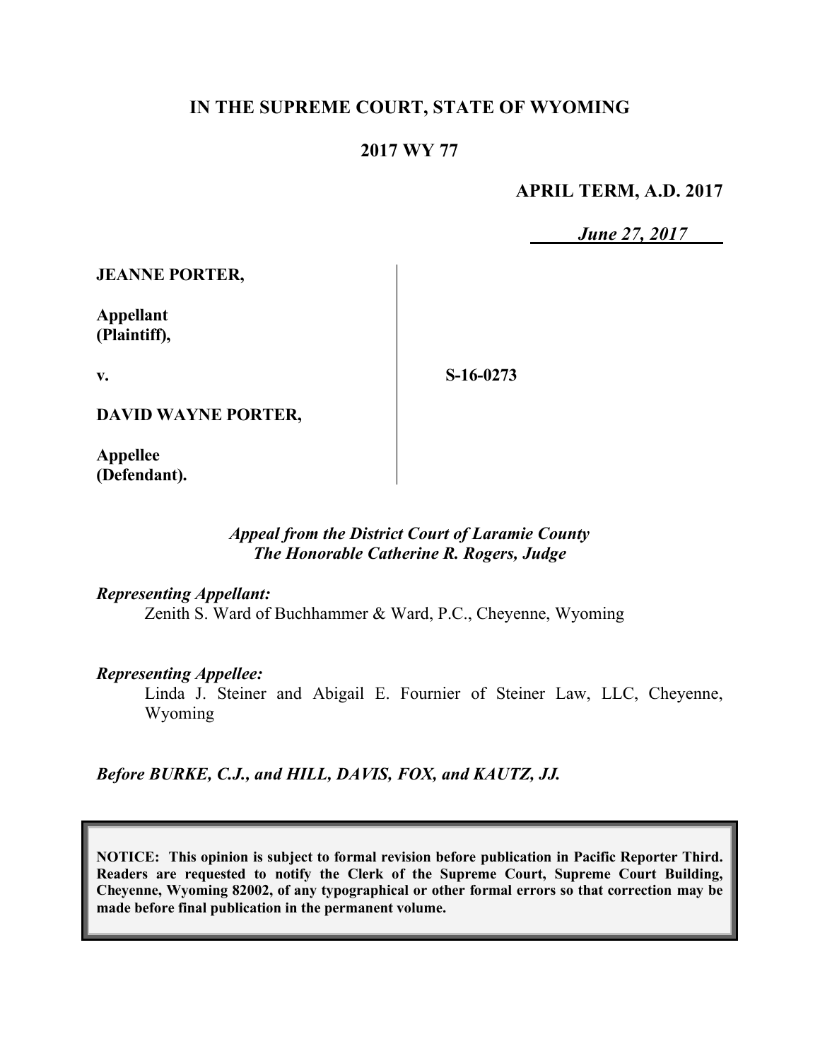**IN THE SUPREME COURT, STATE OF WYOMING**

**2017 WY 77**

**APRIL TERM, A.D. 2017**

***June 27, 2017***

**JEANNE PORTER,**

**Appellant (Plaintiff),**

**v.**

**S-16-0273**

**DAVID WAYNE PORTER,**

**Appellee (Defendant).**

***Appeal from the District Court of Laramie County***
***The Honorable Catherine R. Rogers, Judge***

***Representing Appellant:***
Zenith S. Ward of Buchhammer & Ward, P.C., Cheyenne, Wyoming

***Representing Appellee:***
Linda J. Steiner and Abigail E. Fournier of Steiner Law, LLC, Cheyenne, Wyoming

***Before BURKE, C.J., and HILL, DAVIS, FOX, and KAUTZ, JJ.***

**NOTICE: This opinion is subject to formal revision before publication in Pacific Reporter Third. Readers are requested to notify the Clerk of the Supreme Court, Supreme Court Building, Cheyenne, Wyoming 82002, of any typographical or other formal errors so that correction may be made before final publication in the permanent volume.**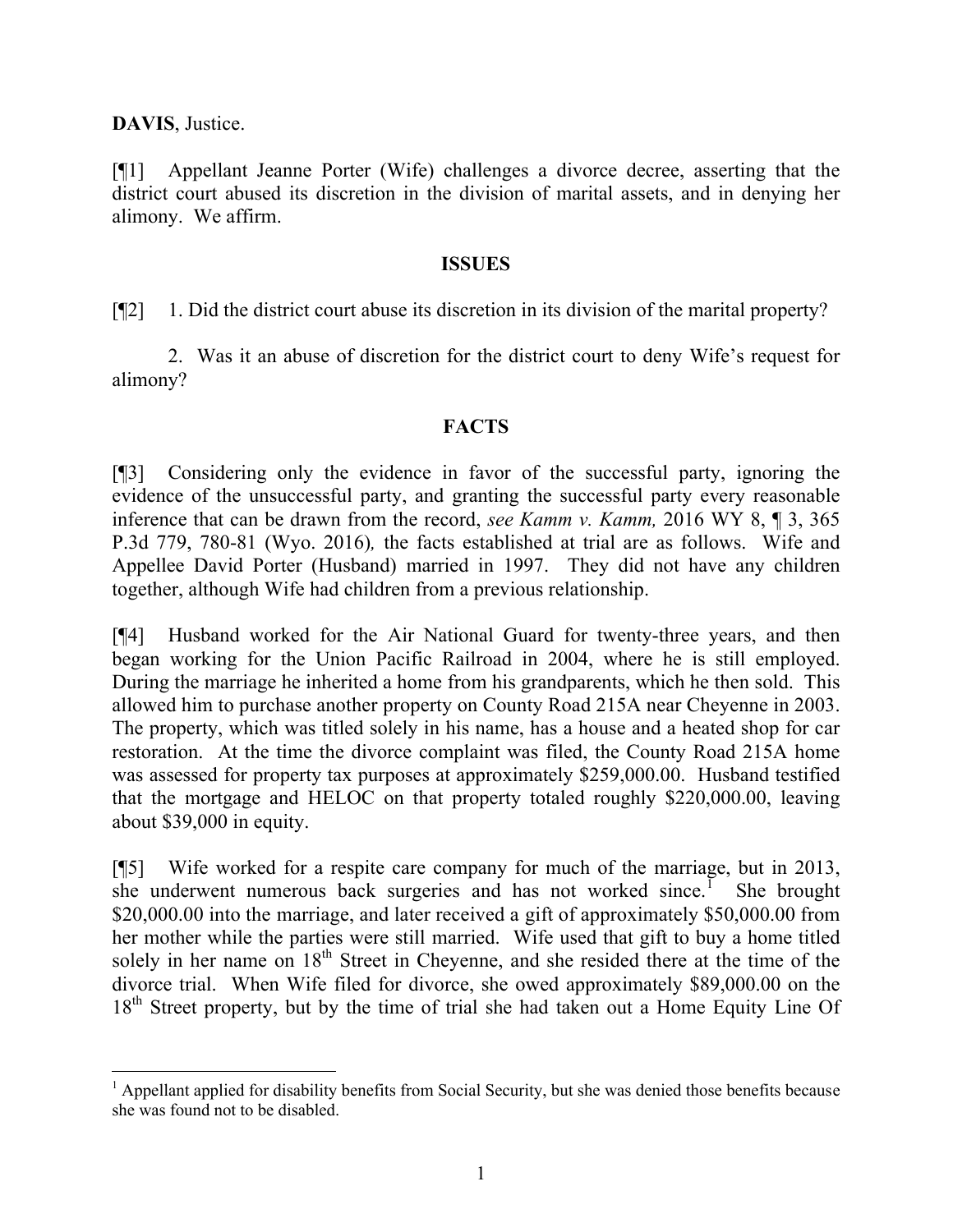**DAVIS**, Justice.

[¶1] Appellant Jeanne Porter (Wife) challenges a divorce decree, asserting that the district court abused its discretion in the division of marital assets, and in denying her alimony. We affirm.

## ISSUES

[¶2] 1. Did the district court abuse its discretion in its division of the marital property?

2. Was it an abuse of discretion for the district court to deny Wife's request for alimony?

## FACTS

[¶3] Considering only the evidence in favor of the successful party, ignoring the evidence of the unsuccessful party, and granting the successful party every reasonable inference that can be drawn from the record, *see Kamm v. Kamm,* 2016 WY 8, ¶ 3, 365 P.3d 779, 780-81 (Wyo. 2016)*,* the facts established at trial are as follows. Wife and Appellee David Porter (Husband) married in 1997. They did not have any children together, although Wife had children from a previous relationship.

[¶4] Husband worked for the Air National Guard for twenty-three years, and then began working for the Union Pacific Railroad in 2004, where he is still employed. During the marriage he inherited a home from his grandparents, which he then sold. This allowed him to purchase another property on County Road 215A near Cheyenne in 2003. The property, which was titled solely in his name, has a house and a heated shop for car restoration. At the time the divorce complaint was filed, the County Road 215A home was assessed for property tax purposes at approximately $259,000.00. Husband testified that the mortgage and HELOC on that property totaled roughly $220,000.00, leaving about $39,000 in equity.

[¶5] Wife worked for a respite care company for much of the marriage, but in 2013, she underwent numerous back surgeries and has not worked since.[1] She brought $20,000.00 into the marriage, and later received a gift of approximately $50,000.00 from her mother while the parties were still married. Wife used that gift to buy a home titled solely in her name on 18th Street in Cheyenne, and she resided there at the time of the divorce trial. When Wife filed for divorce, she owed approximately $89,000.00 on the 18th Street property, but by the time of trial she had taken out a Home Equity Line Of

[1] Appellant applied for disability benefits from Social Security, but she was denied those benefits because she was found not to be disabled.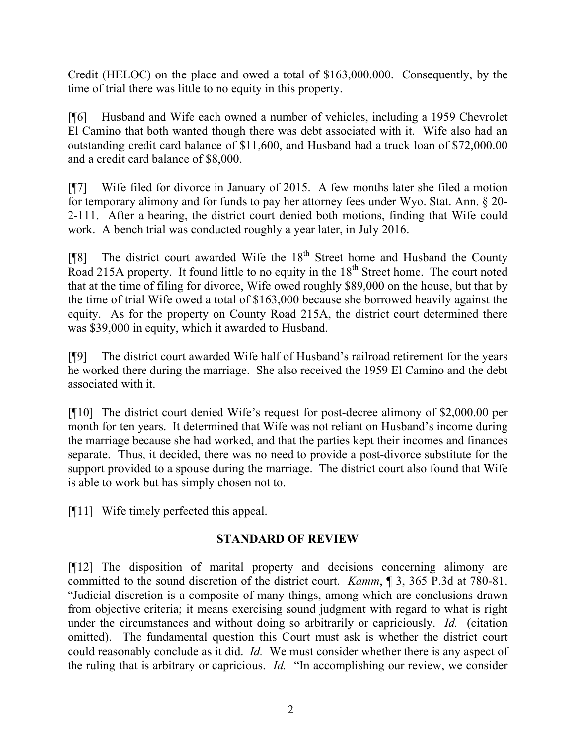Credit (HELOC) on the place and owed a total of $163,000.000. Consequently, by the time of trial there was little to no equity in this property.

[¶6] Husband and Wife each owned a number of vehicles, including a 1959 Chevrolet El Camino that both wanted though there was debt associated with it. Wife also had an outstanding credit card balance of $11,600, and Husband had a truck loan of $72,000.00 and a credit card balance of $8,000.

[¶7] Wife filed for divorce in January of 2015. A few months later she filed a motion for temporary alimony and for funds to pay her attorney fees under Wyo. Stat. Ann. § 20-2-111. After a hearing, the district court denied both motions, finding that Wife could work. A bench trial was conducted roughly a year later, in July 2016.

[¶8] The district court awarded Wife the 18th Street home and Husband the County Road 215A property. It found little to no equity in the 18th Street home. The court noted that at the time of filing for divorce, Wife owed roughly $89,000 on the house, but that by the time of trial Wife owed a total of $163,000 because she borrowed heavily against the equity. As for the property on County Road 215A, the district court determined there was $39,000 in equity, which it awarded to Husband.

[¶9] The district court awarded Wife half of Husband's railroad retirement for the years he worked there during the marriage. She also received the 1959 El Camino and the debt associated with it.

[¶10] The district court denied Wife's request for post-decree alimony of $2,000.00 per month for ten years. It determined that Wife was not reliant on Husband's income during the marriage because she had worked, and that the parties kept their incomes and finances separate. Thus, it decided, there was no need to provide a post-divorce substitute for the support provided to a spouse during the marriage. The district court also found that Wife is able to work but has simply chosen not to.

[¶11] Wife timely perfected this appeal.

## STANDARD OF REVIEW

[¶12] The disposition of marital property and decisions concerning alimony are committed to the sound discretion of the district court. *Kamm*, ¶ 3, 365 P.3d at 780-81. "Judicial discretion is a composite of many things, among which are conclusions drawn from objective criteria; it means exercising sound judgment with regard to what is right under the circumstances and without doing so arbitrarily or capriciously. *Id.* (citation omitted). The fundamental question this Court must ask is whether the district court could reasonably conclude as it did. *Id.* We must consider whether there is any aspect of the ruling that is arbitrary or capricious. *Id.* "In accomplishing our review, we consider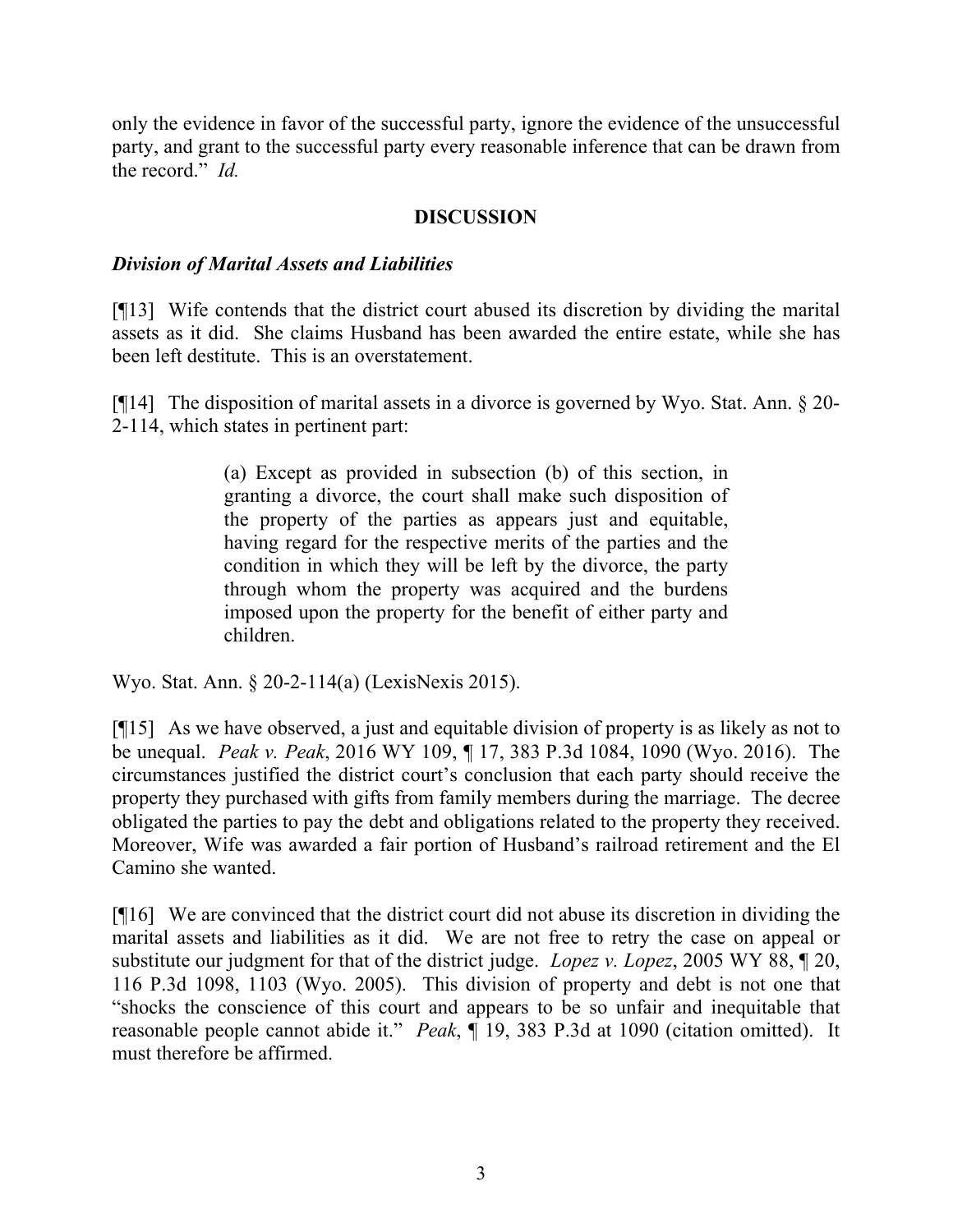only the evidence in favor of the successful party, ignore the evidence of the unsuccessful party, and grant to the successful party every reasonable inference that can be drawn from the record." *Id.*

## DISCUSSION

### *Division of Marital Assets and Liabilities*

[¶13] Wife contends that the district court abused its discretion by dividing the marital assets as it did. She claims Husband has been awarded the entire estate, while she has been left destitute. This is an overstatement.

[¶14] The disposition of marital assets in a divorce is governed by Wyo. Stat. Ann. § 20-2-114, which states in pertinent part:

> (a) Except as provided in subsection (b) of this section, in granting a divorce, the court shall make such disposition of the property of the parties as appears just and equitable, having regard for the respective merits of the parties and the condition in which they will be left by the divorce, the party through whom the property was acquired and the burdens imposed upon the property for the benefit of either party and children.

Wyo. Stat. Ann. § 20-2-114(a) (LexisNexis 2015).

[¶15] As we have observed, a just and equitable division of property is as likely as not to be unequal. *Peak v. Peak*, 2016 WY 109, ¶ 17, 383 P.3d 1084, 1090 (Wyo. 2016). The circumstances justified the district court's conclusion that each party should receive the property they purchased with gifts from family members during the marriage. The decree obligated the parties to pay the debt and obligations related to the property they received. Moreover, Wife was awarded a fair portion of Husband's railroad retirement and the El Camino she wanted.

[¶16] We are convinced that the district court did not abuse its discretion in dividing the marital assets and liabilities as it did. We are not free to retry the case on appeal or substitute our judgment for that of the district judge. *Lopez v. Lopez*, 2005 WY 88, ¶ 20, 116 P.3d 1098, 1103 (Wyo. 2005). This division of property and debt is not one that "shocks the conscience of this court and appears to be so unfair and inequitable that reasonable people cannot abide it." *Peak*, ¶ 19, 383 P.3d at 1090 (citation omitted). It must therefore be affirmed.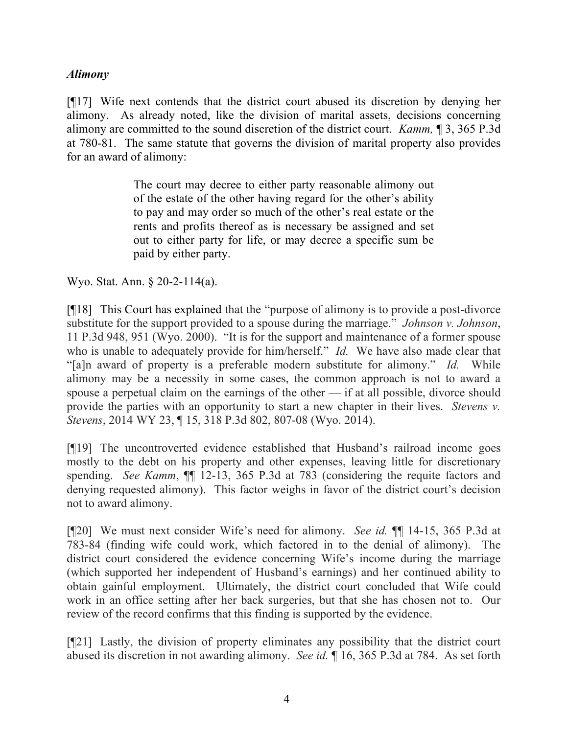### *Alimony*

[¶17] Wife next contends that the district court abused its discretion by denying her alimony. As already noted, like the division of marital assets, decisions concerning alimony are committed to the sound discretion of the district court. *Kamm,* ¶ 3, 365 P.3d at 780-81. The same statute that governs the division of marital property also provides for an award of alimony:

> The court may decree to either party reasonable alimony out of the estate of the other having regard for the other's ability to pay and may order so much of the other's real estate or the rents and profits thereof as is necessary be assigned and set out to either party for life, or may decree a specific sum be paid by either party.

Wyo. Stat. Ann. § 20-2-114(a).

[¶18] This Court has explained that the "purpose of alimony is to provide a post-divorce substitute for the support provided to a spouse during the marriage." *Johnson v. Johnson*, 11 P.3d 948, 951 (Wyo. 2000). "It is for the support and maintenance of a former spouse who is unable to adequately provide for him/herself." *Id.* We have also made clear that "[a]n award of property is a preferable modern substitute for alimony." *Id.* While alimony may be a necessity in some cases, the common approach is not to award a spouse a perpetual claim on the earnings of the other — if at all possible, divorce should provide the parties with an opportunity to start a new chapter in their lives. *Stevens v. Stevens*, 2014 WY 23, ¶ 15, 318 P.3d 802, 807-08 (Wyo. 2014).

[¶19] The uncontroverted evidence established that Husband's railroad income goes mostly to the debt on his property and other expenses, leaving little for discretionary spending. *See Kamm*, ¶¶ 12-13, 365 P.3d at 783 (considering the requite factors and denying requested alimony). This factor weighs in favor of the district court's decision not to award alimony.

[¶20] We must next consider Wife's need for alimony. *See id.* ¶¶ 14-15, 365 P.3d at 783-84 (finding wife could work, which factored in to the denial of alimony). The district court considered the evidence concerning Wife's income during the marriage (which supported her independent of Husband's earnings) and her continued ability to obtain gainful employment. Ultimately, the district court concluded that Wife could work in an office setting after her back surgeries, but that she has chosen not to. Our review of the record confirms that this finding is supported by the evidence.

[¶21] Lastly, the division of property eliminates any possibility that the district court abused its discretion in not awarding alimony. *See id.* ¶ 16, 365 P.3d at 784. As set forth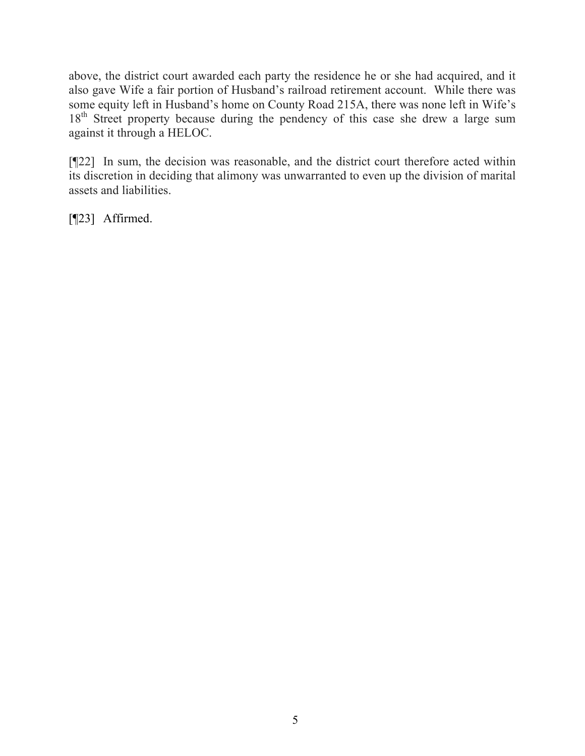above, the district court awarded each party the residence he or she had acquired, and it also gave Wife a fair portion of Husband's railroad retirement account. While there was some equity left in Husband's home on County Road 215A, there was none left in Wife's 18th Street property because during the pendency of this case she drew a large sum against it through a HELOC.

[¶22] In sum, the decision was reasonable, and the district court therefore acted within its discretion in deciding that alimony was unwarranted to even up the division of marital assets and liabilities.

[¶23] Affirmed.